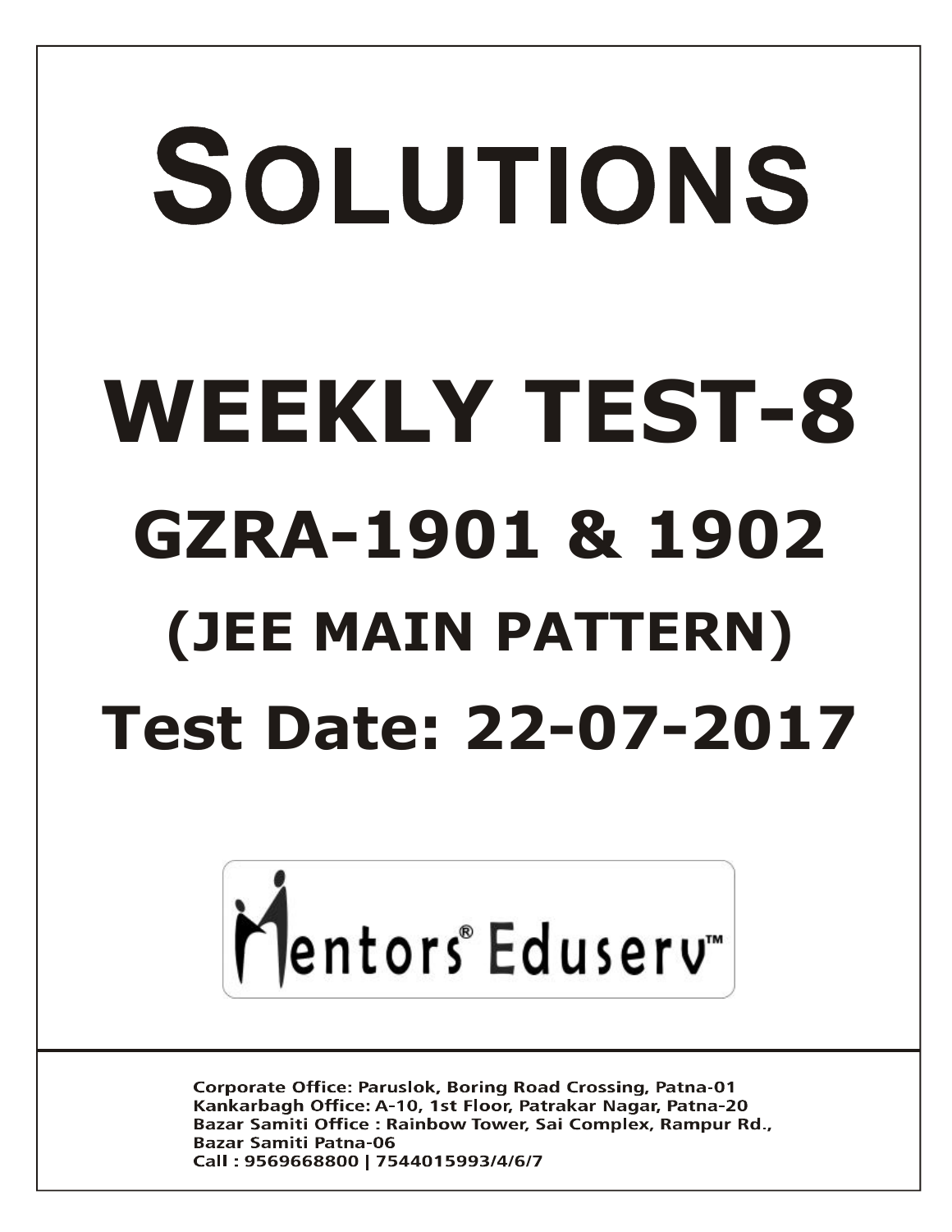# SOLUTIONS

# WEEKLY TEST-8

## GZRA-1901 & 1902

## (JEE MAIN PATTERN)

## Test Date: 22-07-2017

Mentors® Eduserv™

Corporate Office: Paruslok, Boring Road Crossing, Patna-01
Kankarbagh Office: A-10, 1st Floor, Patrakar Nagar, Patna-20
Bazar Samiti Office : Rainbow Tower, Sai Complex, Rampur Rd.,
Bazar Samiti Patna-06
Call : 9569668800 | 7544015993/4/6/7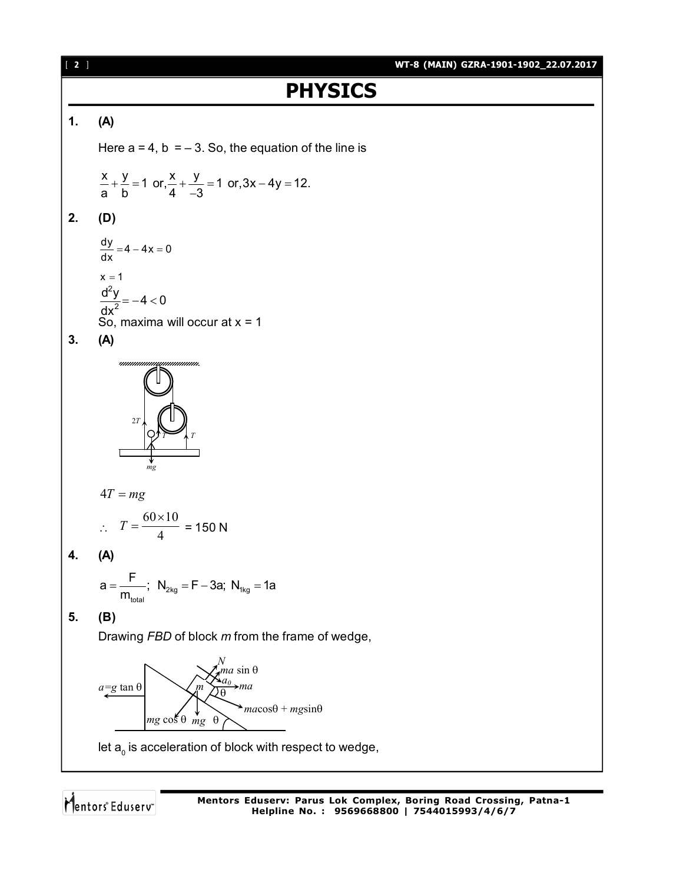# PHYSICS

**1.** **(A)**

Here a = 4, b = – 3. So, the equation of the line is

$$\frac{x}{a}+\frac{y}{b}=1 \text{ or, } \frac{x}{4}+\frac{y}{-3}=1 \text{ or, } 3x-4y=12.$$

**2.** **(D)**

$$\frac{dy}{dx}=4-4x=0$$

$$x=1$$

$$\frac{d^2y}{dx^2}=-4<0$$

So, maxima will occur at x = 1

**3.** **(A)**

$$4T=mg$$

$$\therefore \quad T=\frac{60\times 10}{4} = 150 \text{ N}$$

**4.** **(A)**

$$a=\frac{F}{m_{total}}; \ N_{2kg}=F-3a; \ N_{1kg}=1a$$

**5.** **(B)**

Drawing *FBD* of block *m* from the frame of wedge,

let $a_0$ is acceleration of block with respect to wedge,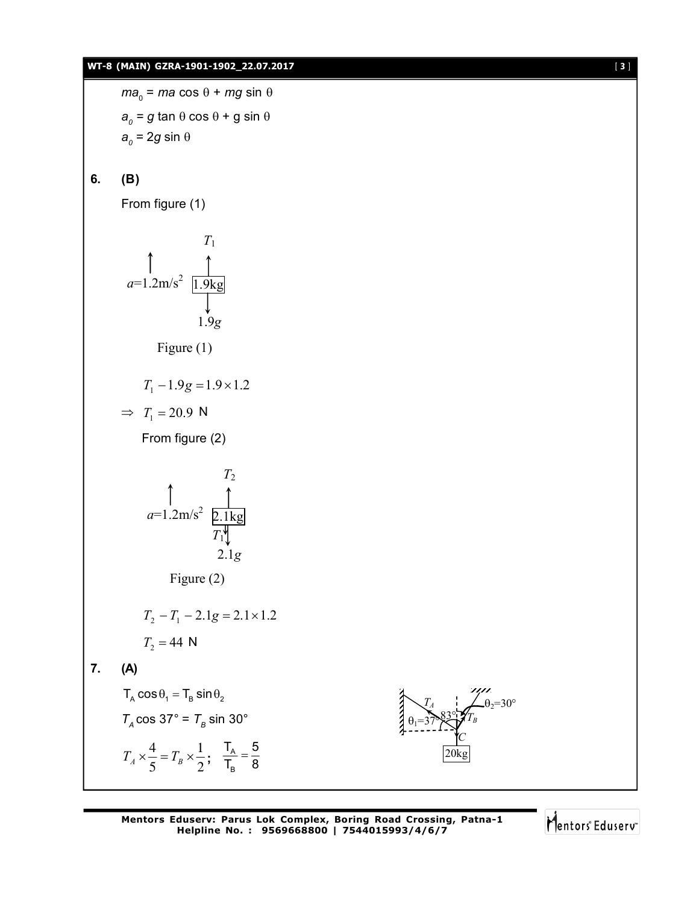$ma_0 = ma \cos\theta + mg \sin\theta$

$a_0 = g \tan\theta \cos\theta + g \sin\theta$

$a_0 = 2g \sin\theta$

**6. (B)**

From figure (1)

Figure (1)

$$T_1 - 1.9g = 1.9 \times 1.2$$

$$\Rightarrow T_1 = 20.9 \text{ N}$$

From figure (2)

Figure (2)

$$T_2 - T_1 - 2.1g = 2.1 \times 1.2$$

$$T_2 = 44 \text{ N}$$

**7. (A)**

$T_A \cos\theta_1 = T_B \sin\theta_2$

$T_A \cos 37° = T_B \sin 30°$

$T_A \times \frac{4}{5} = T_B \times \frac{1}{2}; \quad \frac{T_A}{T_B} = \frac{5}{8}$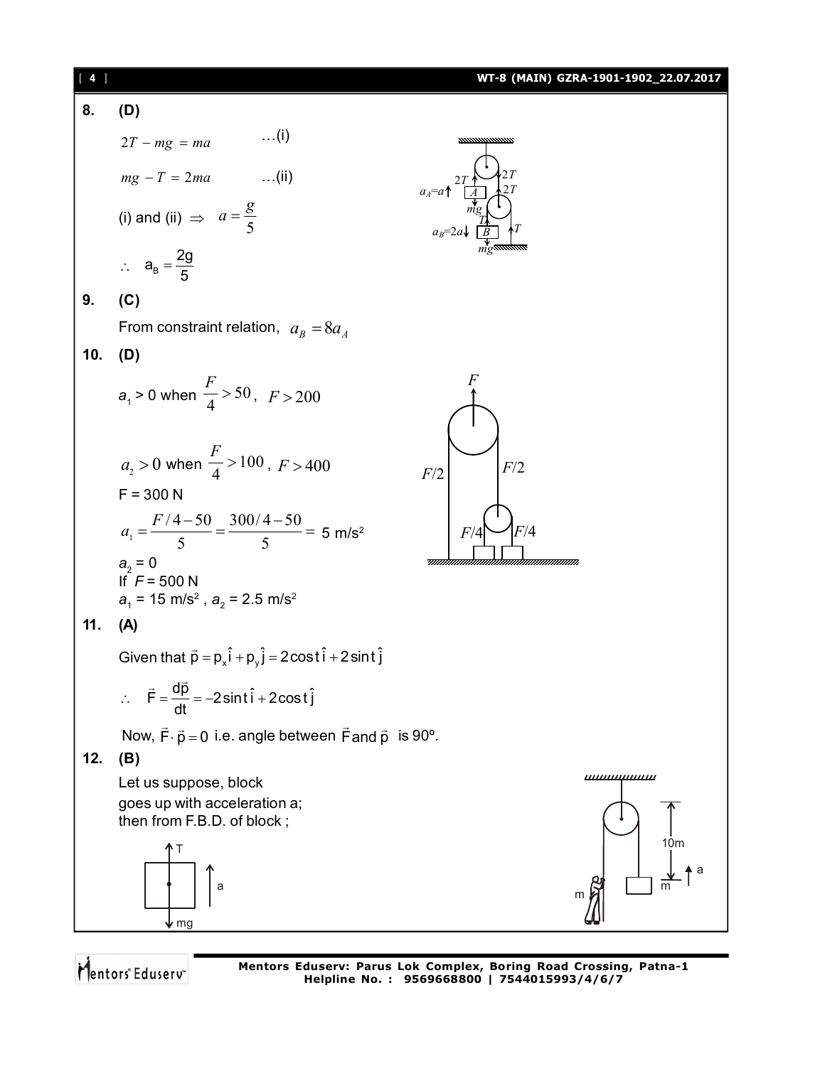**8. (D)**

$$2T - mg = ma \qquad \ldots\text{(i)}$$

$$mg - T = 2ma \qquad \ldots\text{(ii)}$$

(i) and (ii) $\Rightarrow \quad a = \dfrac{g}{5}$

$\therefore \quad a_B = \dfrac{2g}{5}$

**9. (C)**

From constraint relation, $a_B = 8a_A$

**10. (D)**

$a_1 > 0$ when $\dfrac{F}{4} > 50$, $F > 200$

$a_2 > 0$ when $\dfrac{F}{4} > 100$, $F > 400$

F = 300 N

$a_1 = \dfrac{F/4 - 50}{5} = \dfrac{300/4 - 50}{5} =$ 5 m/s$^2$

$a_2 = 0$

If $F = 500$ N

$a_1 = 15$ m/s$^2$, $a_2 = 2.5$ m/s$^2$

**11. (A)**

Given that $\vec{p} = p_x\hat{i} + p_y\hat{j} = 2\cos t\,\hat{i} + 2\sin t\,\hat{j}$

$\therefore \quad \vec{F} = \dfrac{d\vec{p}}{dt} = -2\sin t\,\hat{i} + 2\cos t\,\hat{j}$

Now, $\vec{F}\cdot\vec{p} = 0$ i.e. angle between $\vec{F}$ and $\vec{p}$ is 90º.

**12. (B)**

Let us suppose, block goes up with acceleration a; then from F.B.D. of block ;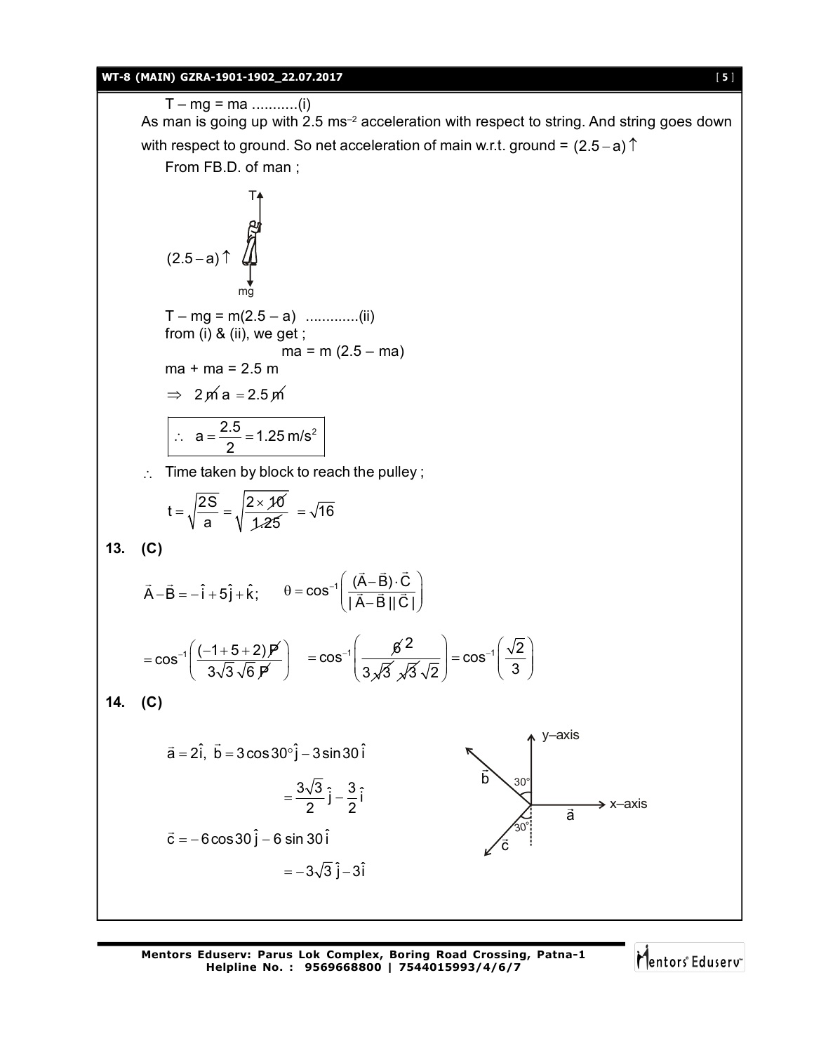T – mg = ma ...........(i)

As man is going up with 2.5 ms$^{-2}$ acceleration with respect to string. And string goes down with respect to ground. So net acceleration of main w.r.t. ground = $(2.5-a)\uparrow$

From FB.D. of man ;

T

$(2.5-a)\uparrow$

mg

T – mg = m(2.5 – a) .............(ii)

from (i) & (ii), we get ;

$$ma = m\,(2.5 - ma)$$

ma + ma = 2.5 m

$\Rightarrow\ 2\not{m}\,a = 2.5\not{m}$

$$\therefore\ a = \frac{2.5}{2} = 1.25\ \text{m/s}^2$$

$\therefore$ Time taken by block to reach the pulley ;

$$t = \sqrt{\frac{2S}{a}} = \sqrt{\frac{2\times 10}{1.25}} = \sqrt{16}$$

**13. (C)**

$$\vec{A}-\vec{B} = -\hat{i}+5\hat{j}+\hat{k}; \qquad \theta = \cos^{-1}\left(\frac{(\vec{A}-\vec{B})\cdot\vec{C}}{|\vec{A}-\vec{B}||\vec{C}|}\right)$$

$$= \cos^{-1}\left(\frac{(-1+5+2)P}{3\sqrt{3}\sqrt{6}\,P}\right) = \cos^{-1}\left(\frac{6\,2}{3\sqrt{3}\sqrt{3}\sqrt{2}}\right) = \cos^{-1}\left(\frac{\sqrt{2}}{3}\right)$$

**14. (C)**

$$\vec{a} = 2\hat{i},\ \vec{b} = 3\cos 30^\circ\hat{j} - 3\sin 30\,\hat{i}$$

$$= \frac{3\sqrt{3}}{2}\hat{j} - \frac{3}{2}\hat{i}$$

$$\vec{c} = -6\cos 30\,\hat{j} - 6\sin 30\,\hat{i}$$

$$= -3\sqrt{3}\,\hat{j} - 3\hat{i}$$

y–axis

x–axis

$\vec{a}$, $\vec{b}$, $\vec{c}$, 30°, 30°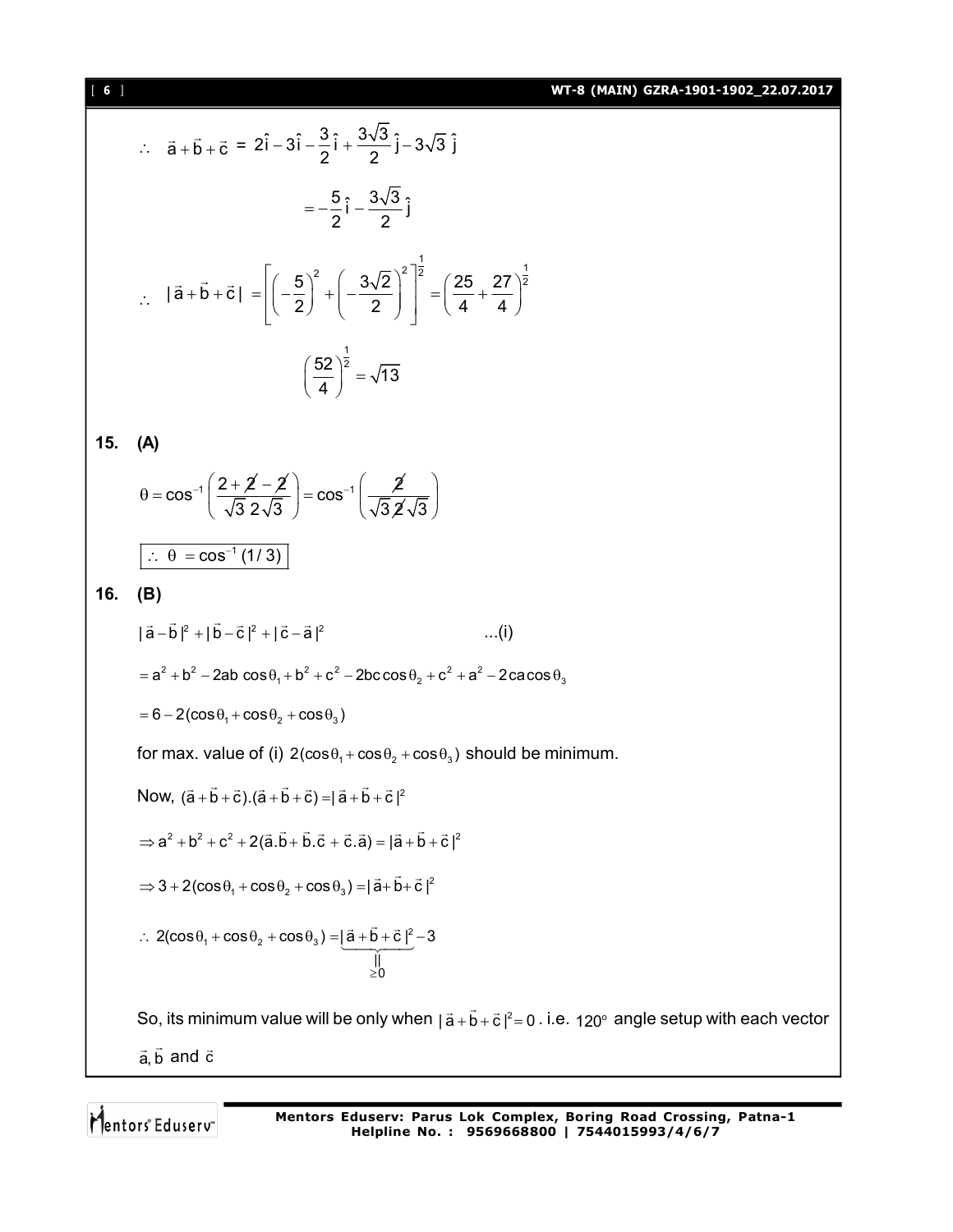$$\therefore \quad \vec{a}+\vec{b}+\vec{c} = 2\hat{i}-3\hat{i}-\frac{3}{2}\hat{i}+\frac{3\sqrt{3}}{2}\hat{j}-3\sqrt{3}\,\hat{j}$$

$$= -\frac{5}{2}\hat{i}-\frac{3\sqrt{3}}{2}\hat{j}$$

$$\therefore \quad |\vec{a}+\vec{b}+\vec{c}| = \left[\left(-\frac{5}{2}\right)^2+\left(-\frac{3\sqrt{2}}{2}\right)^2\right]^{\frac{1}{2}} = \left(\frac{25}{4}+\frac{27}{4}\right)^{\frac{1}{2}}$$

$$\left(\frac{52}{4}\right)^{\frac{1}{2}} = \sqrt{13}$$

**15. (A)**

$$\theta = \cos^{-1}\left(\frac{2+\cancel{2}-\cancel{2}}{\sqrt{3}\,2\sqrt{3}}\right) = \cos^{-1}\left(\frac{\cancel{2}}{\sqrt{3}\,\cancel{2}\sqrt{3}}\right)$$

$$\boxed{\therefore\ \theta = \cos^{-1}(1/3)}$$

**16. (B)**

$$|\vec{a}-\vec{b}|^2+|\vec{b}-\vec{c}|^2+|\vec{c}-\vec{a}|^2 \qquad \text{...(i)}$$

$$= a^2+b^2-2ab\cos\theta_1+b^2+c^2-2bc\cos\theta_2+c^2+a^2-2ca\cos\theta_3$$

$$= 6-2(\cos\theta_1+\cos\theta_2+\cos\theta_3)$$

for max. value of (i) $2(\cos\theta_1+\cos\theta_2+\cos\theta_3)$ should be minimum.

Now, $(\vec{a}+\vec{b}+\vec{c}).(\vec{a}+\vec{b}+\vec{c}) = |\vec{a}+\vec{b}+\vec{c}|^2$

$$\Rightarrow a^2+b^2+c^2+2(\vec{a}.\vec{b}+\vec{b}.\vec{c}+\vec{c}.\vec{a}) = |\vec{a}+\vec{b}+\vec{c}|^2$$

$$\Rightarrow 3+2(\cos\theta_1+\cos\theta_2+\cos\theta_3) = |\vec{a}+\vec{b}+\vec{c}|^2$$

$$\therefore\ 2(\cos\theta_1+\cos\theta_2+\cos\theta_3) = \underbrace{|\vec{a}+\vec{b}+\vec{c}|^2}_{\geq 0}-3$$

So, its minimum value will be only when $|\vec{a}+\vec{b}+\vec{c}|^2 = 0$ . i.e. $120^\circ$ angle setup with each vector $\vec{a}, \vec{b}$ and $\vec{c}$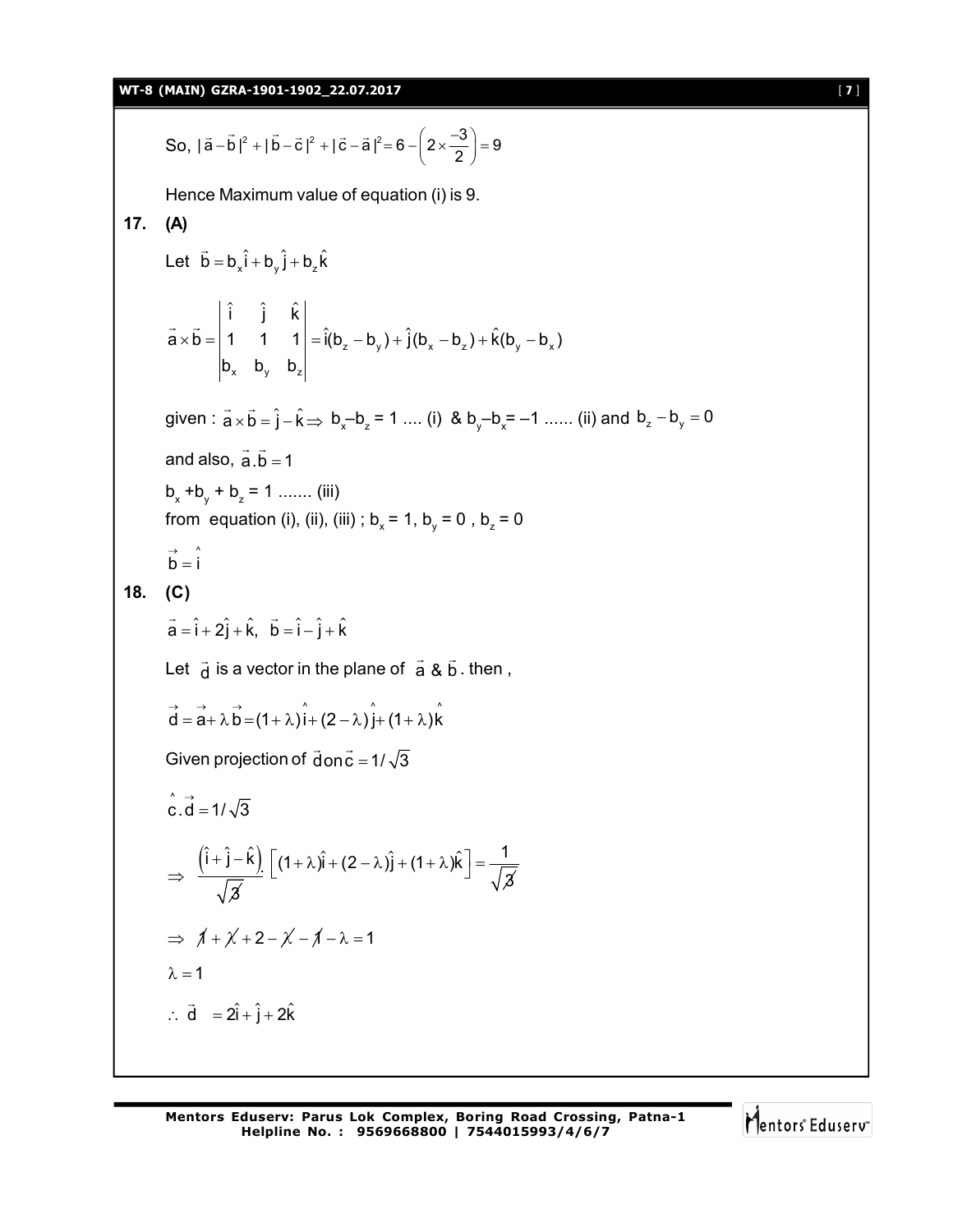So, $|\vec{a}-\vec{b}|^2 + |\vec{b}-\vec{c}|^2 + |\vec{c}-\vec{a}|^2 = 6 - \left(2 \times \frac{-3}{2}\right) = 9$

Hence Maximum value of equation (i) is 9.

**17. (A)**

Let $\vec{b} = b_x\hat{i} + b_y\hat{j} + b_z\hat{k}$

$$\vec{a} \times \vec{b} = \begin{vmatrix} \hat{i} & \hat{j} & \hat{k} \\ 1 & 1 & 1 \\ b_x & b_y & b_z \end{vmatrix} = \hat{i}(b_z - b_y) + \hat{j}(b_x - b_z) + \hat{k}(b_y - b_x)$$

given : $\vec{a} \times \vec{b} = \hat{j} - \hat{k} \Rightarrow$ $b_x - b_z = 1$ .... (i) & $b_y - b_x = -1$ ...... (ii) and $b_z - b_y = 0$

and also, $\vec{a}.\vec{b} = 1$

$b_x + b_y + b_z = 1$ ....... (iii)

from equation (i), (ii), (iii) ; $b_x = 1$, $b_y = 0$ , $b_z = 0$

$\vec{b} = \hat{i}$

**18. (C)**

$\vec{a} = \hat{i} + 2\hat{j} + \hat{k}, \ \vec{b} = \hat{i} - \hat{j} + \hat{k}$

Let $\vec{d}$ is a vector in the plane of $\vec{a}$ & $\vec{b}$. then ,

$\vec{d} = \vec{a} + \lambda\vec{b} = (1+\lambda)\hat{i} + (2-\lambda)\hat{j} + (1+\lambda)\hat{k}$

Given projection of $\vec{d}$ on $\vec{c} = 1/\sqrt{3}$

$\hat{c}.\vec{d} = 1/\sqrt{3}$

$$\Rightarrow \ \frac{(\hat{i}+\hat{j}-\hat{k})}{\sqrt{3}} . \left[(1+\lambda)\hat{i} + (2-\lambda)\hat{j} + (1+\lambda)\hat{k}\right] = \frac{1}{\sqrt{3}}$$

$\Rightarrow \ 1 + \lambda + 2 - \lambda - 1 - \lambda = 1$

$\lambda = 1$

$\therefore \ \vec{d} = 2\hat{i} + \hat{j} + 2\hat{k}$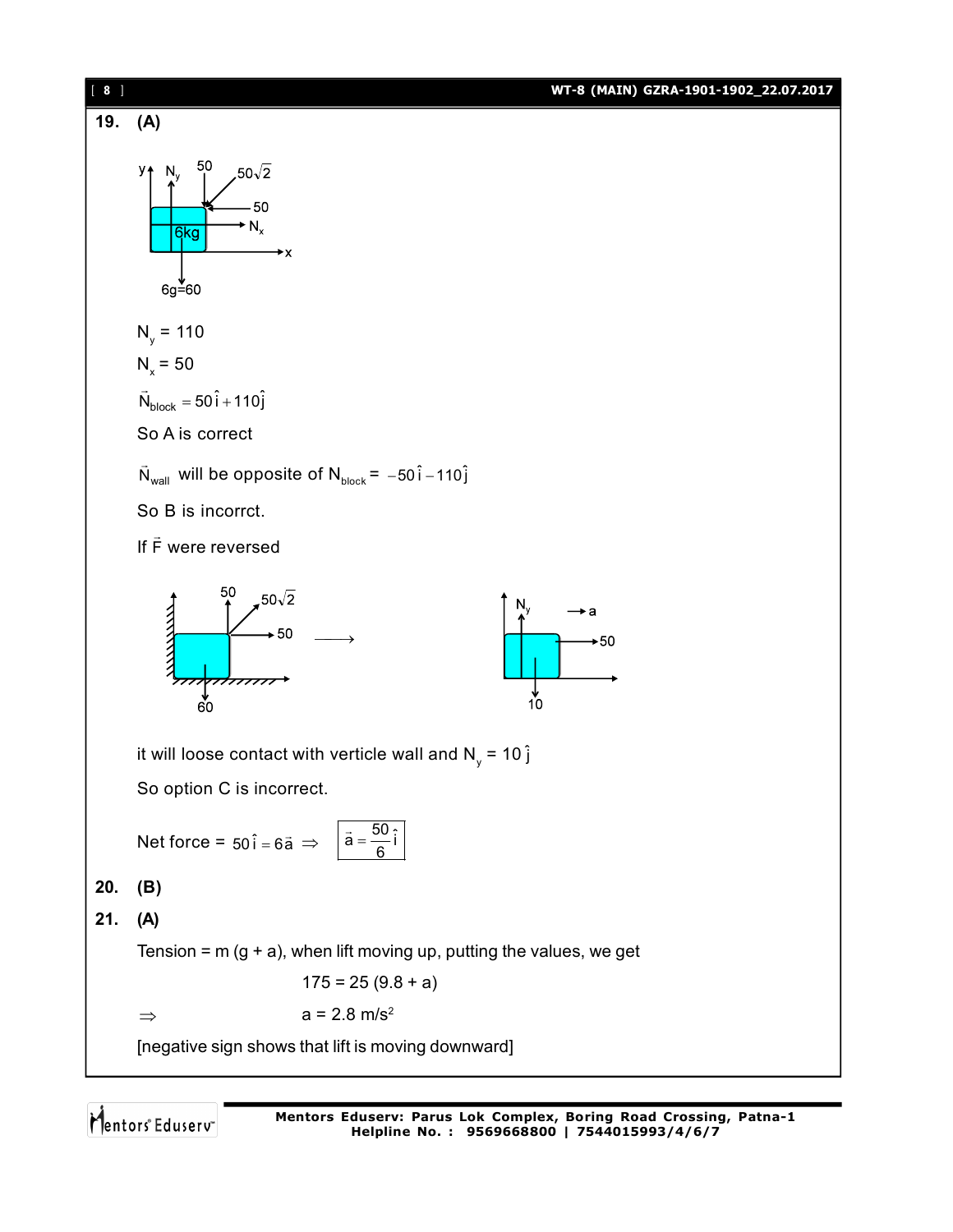**19. (A)**

$N_y = 110$

$N_x = 50$

$\vec{N}_{block} = 50\hat{i} + 110\hat{j}$

So A is correct

$\vec{N}_{wall}$ will be opposite of $N_{block}$ = $-50\hat{i} - 110\hat{j}$

So B is incorrct.

If $\vec{F}$ were reversed

it will loose contact with verticle wall and $N_y = 10\hat{j}$

So option C is incorrect.

Net force = $50\hat{i} = 6\vec{a} \Rightarrow$ $\boxed{\vec{a} = \frac{50}{6}\hat{i}}$

**20. (B)**

**21. (A)**

Tension = m (g + a), when lift moving up, putting the values, we get

$$175 = 25\,(9.8 + a)$$

$$\Rightarrow \quad a = 2.8 \text{ m/s}^2$$

[negative sign shows that lift is moving downward]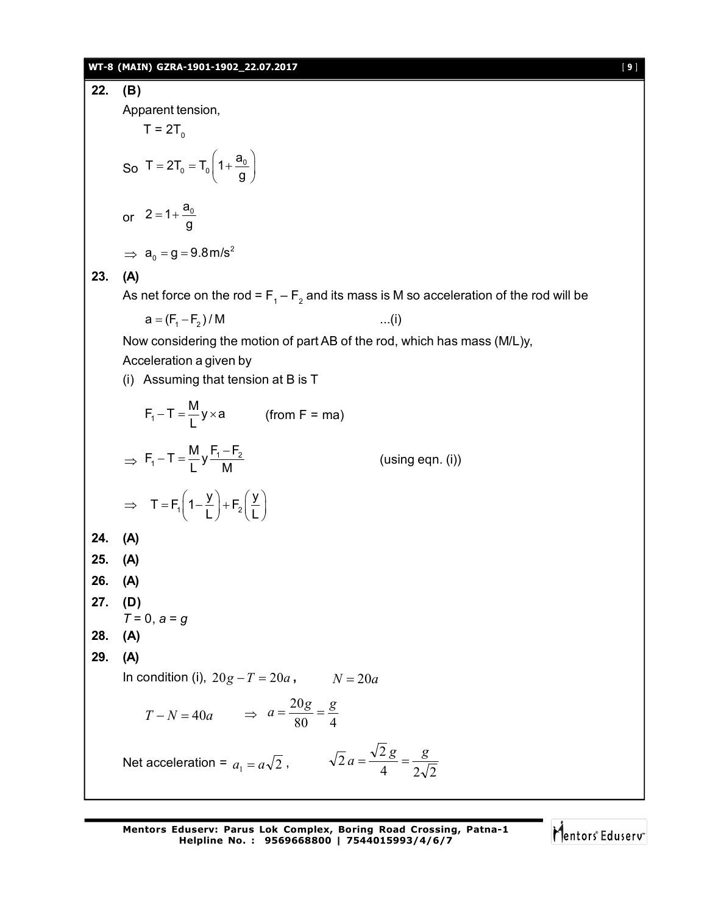**22. (B)**

Apparent tension,

$T = 2T_0$

So $T = 2T_0 = T_0\left(1 + \frac{a_0}{g}\right)$

or $2 = 1 + \frac{a_0}{g}$

$\Rightarrow a_0 = g = 9.8\,\text{m/s}^2$

**23. (A)**

As net force on the rod = $F_1 - F_2$ and its mass is M so acceleration of the rod will be

$a = (F_1 - F_2)/M$ ...(i)

Now considering the motion of part AB of the rod, which has mass (M/L)y,

Acceleration a given by

(i) Assuming that tension at B is T

$F_1 - T = \frac{M}{L} y \times a$ (from F = ma)

$\Rightarrow F_1 - T = \frac{M}{L} y \frac{F_1 - F_2}{M}$ (using eqn. (i))

$\Rightarrow T = F_1\left(1 - \frac{y}{L}\right) + F_2\left(\frac{y}{L}\right)$

**24. (A)**

**25. (A)**

**26. (A)**

**27. (D)**

$T = 0$, $a = g$

**28. (A)**

**29. (A)**

In condition (i), $20g - T = 20a$, $N = 20a$

$T - N = 40a$ $\Rightarrow a = \frac{20g}{80} = \frac{g}{4}$

Net acceleration = $a_1 = a\sqrt{2}$, $\sqrt{2}\,a = \frac{\sqrt{2}\,g}{4} = \frac{g}{2\sqrt{2}}$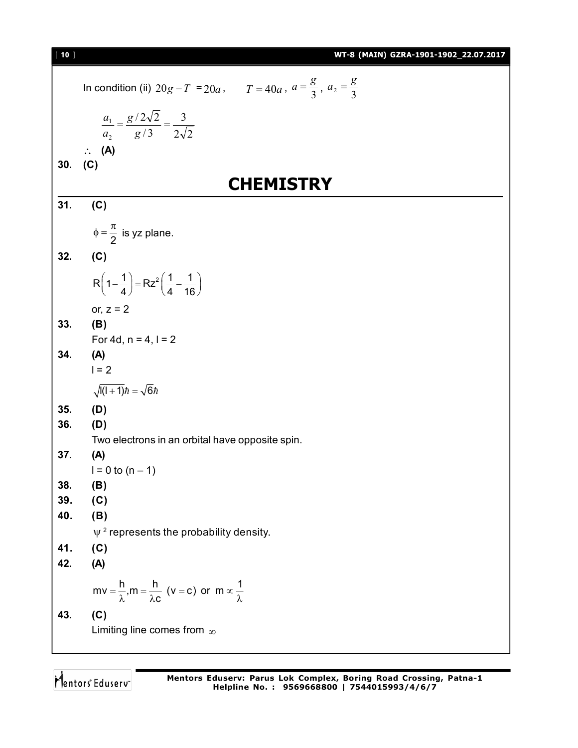In condition (ii) $20g - T = 20a$, $T = 40a$, $a = \frac{g}{3}$, $a_2 = \frac{g}{3}$

$$\frac{a_1}{a_2} = \frac{g/2\sqrt{2}}{g/3} = \frac{3}{2\sqrt{2}}$$

$\therefore$ **(A)**

**30. (C)**

# CHEMISTRY

**31. (C)**

$\phi = \frac{\pi}{2}$ is yz plane.

**32. (C)**

$$R\left(1 - \frac{1}{4}\right) = Rz^2\left(\frac{1}{4} - \frac{1}{16}\right)$$

or, $z = 2$

**33. (B)**

For 4d, n = 4, l = 2

**34. (A)**

l = 2

$$\sqrt{l(l+1)}\hbar = \sqrt{6}\hbar$$

**35. (D)**

**36. (D)**

Two electrons in an orbital have opposite spin.

**37. (A)**

l = 0 to (n – 1)

**38. (B)**

**39. (C)**

**40. (B)**

$\psi^2$ represents the probability density.

**41. (C)**

**42. (A)**

$$mv = \frac{h}{\lambda}, m = \frac{h}{\lambda c} \ (v = c) \text{ or } m \propto \frac{1}{\lambda}$$

**43. (C)**

Limiting line comes from $\infty$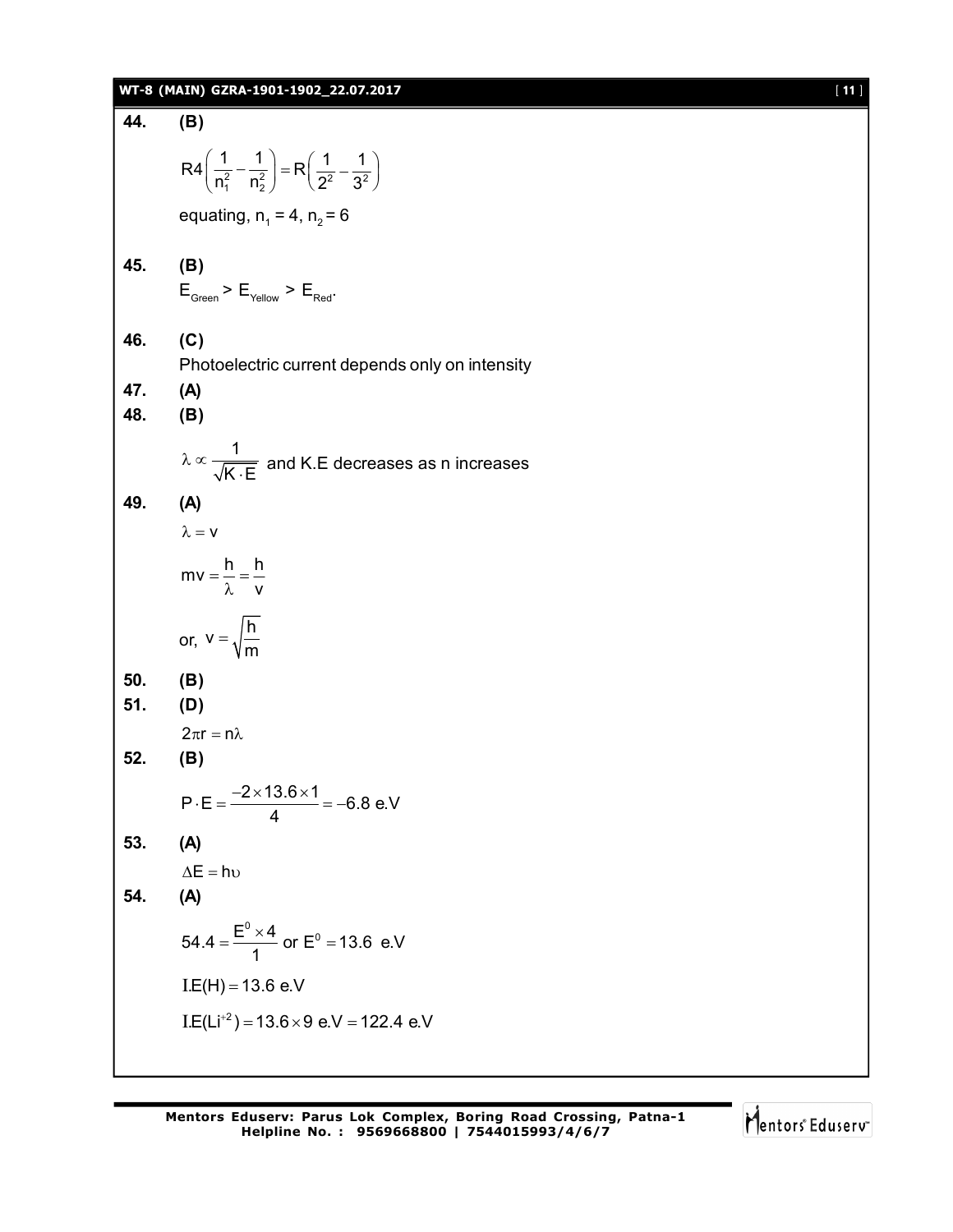**44.** **(B)**

$$R4\left(\frac{1}{n_1^2}-\frac{1}{n_2^2}\right)=R\left(\frac{1}{2^2}-\frac{1}{3^2}\right)$$

equating, $n_1 = 4$, $n_2 = 6$

**45.** **(B)**

$E_{Green} > E_{Yellow} > E_{Red}$.

**46.** **(C)**

Photoelectric current depends only on intensity

**47.** **(A)**

**48.** **(B)**

$\lambda \propto \frac{1}{\sqrt{K \cdot E}}$ and K.E decreases as n increases

**49.** **(A)**

$$\lambda = v$$

$$mv = \frac{h}{\lambda} = \frac{h}{v}$$

or, $v = \sqrt{\frac{h}{m}}$

**50.** **(B)**

**51.** **(D)**

$$2\pi r = n\lambda$$

**52.** **(B)**

$$P \cdot E = \frac{-2 \times 13.6 \times 1}{4} = -6.8 \text{ e.V}$$

**53.** **(A)**

$$\Delta E = h\upsilon$$

**54.** **(A)**

$$54.4 = \frac{E^0 \times 4}{1} \text{ or } E^0 = 13.6 \text{ e.V}$$

$$I.E(H) = 13.6 \text{ e.V}$$

$$I.E(Li^{+2}) = 13.6 \times 9 \text{ e.V} = 122.4 \text{ e.V}$$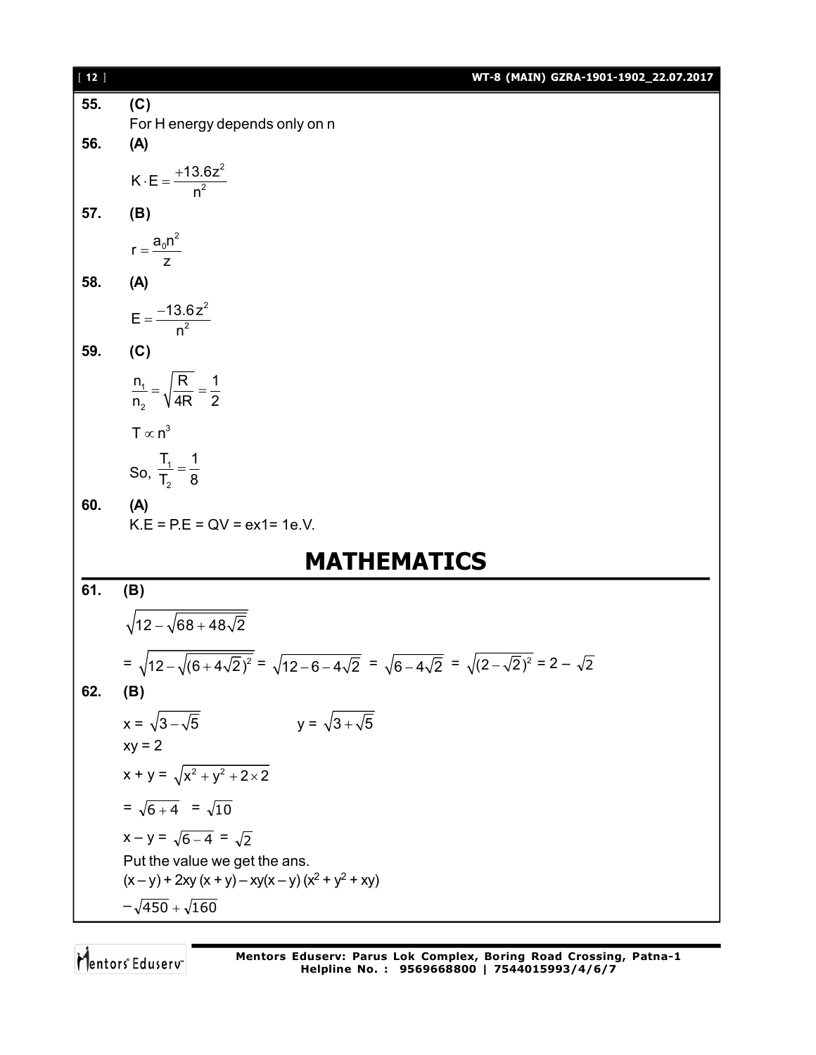**55.** **(C)**

For H energy depends only on n

**56.** **(A)**

$$K \cdot E = \frac{+13.6z^2}{n^2}$$

**57.** **(B)**

$$r = \frac{a_0 n^2}{z}$$

**58.** **(A)**

$$E = \frac{-13.6z^2}{n^2}$$

**59.** **(C)**

$$\frac{n_1}{n_2} = \sqrt{\frac{R}{4R}} = \frac{1}{2}$$

$$T \propto n^3$$

So, $\dfrac{T_1}{T_2} = \dfrac{1}{8}$

**60.** **(A)**

K.E = P.E = QV = ex1= 1e.V.

# MATHEMATICS

**61.** **(B)**

$$\sqrt{12 - \sqrt{68 + 48\sqrt{2}}}$$

$$= \sqrt{12 - \sqrt{(6 + 4\sqrt{2})^2}} = \sqrt{12 - 6 - 4\sqrt{2}} = \sqrt{6 - 4\sqrt{2}} = \sqrt{(2 - \sqrt{2})^2} = 2 - \sqrt{2}$$

**62.** **(B)**

$x = \sqrt{3 - \sqrt{5}}$ $\qquad$ $y = \sqrt{3 + \sqrt{5}}$

$xy = 2$

$x + y = \sqrt{x^2 + y^2 + 2 \times 2}$

$= \sqrt{6 + 4} = \sqrt{10}$

$x - y = \sqrt{6 - 4} = \sqrt{2}$

Put the value we get the ans.

$(x - y) + 2xy\,(x + y) - xy(x - y)\,(x^2 + y^2 + xy)$

$-\sqrt{450} + \sqrt{160}$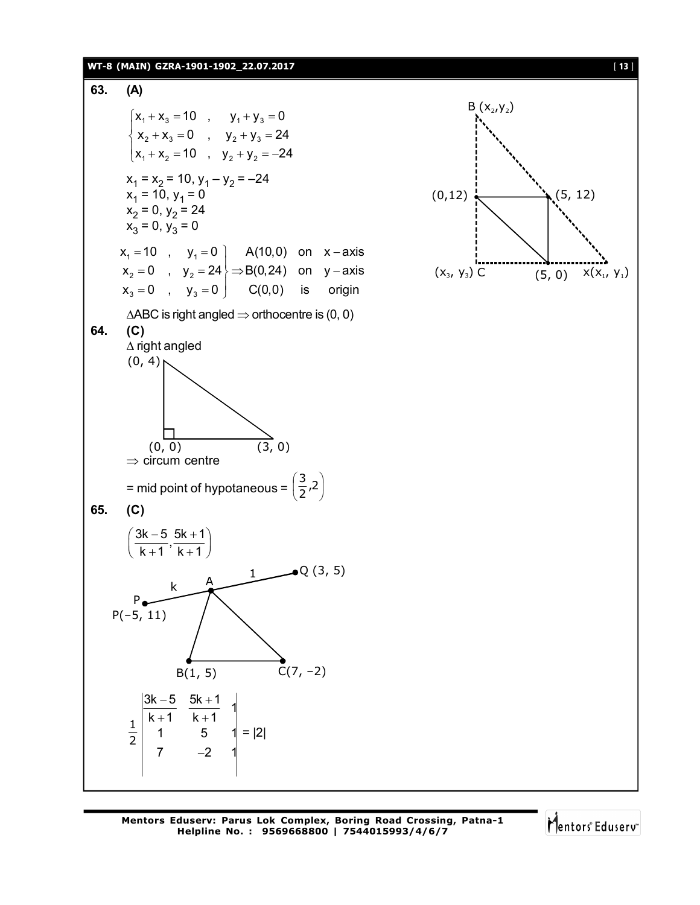**63. (A)**

$$\begin{cases} x_1 + x_3 = 10 \quad , \quad y_1 + y_3 = 0 \\ x_2 + x_3 = 0 \quad , \quad y_2 + y_3 = 24 \\ x_1 + x_2 = 10 \quad , \quad y_2 + y_2 = -24 \end{cases}$$

$x_1 = x_2 = 10$, $y_1 - y_2 = -24$
$x_1 = 10$, $y_1 = 0$
$x_2 = 0$, $y_2 = 24$
$x_3 = 0$, $y_3 = 0$

$$\left.\begin{array}{l} x_1 = 10 \quad , \quad y_1 = 0 \\ x_2 = 0 \quad , \quad y_2 = 24 \\ x_3 = 0 \quad , \quad y_3 = 0 \end{array}\right\} \Rightarrow \begin{array}{l} A(10,0) \text{ on } x-\text{axis} \\ B(0,24) \text{ on } y-\text{axis} \\ C(0,0) \text{ is origin} \end{array}$$

$\Delta ABC$ is right angled $\Rightarrow$ orthocentre is (0, 0)

**64. (C)**

$\Delta$ right angled

$\Rightarrow$ circum centre

= mid point of hypotaneous = $\left(\frac{3}{2}, 2\right)$

**65. (C)**

$$\left(\frac{3k-5}{k+1}, \frac{5k+1}{k+1}\right)$$

$$\frac{1}{2}\begin{vmatrix} \frac{3k-5}{k+1} & \frac{5k+1}{k+1} & 1 \\ 1 & 5 & 1 \\ 7 & -2 & 1 \end{vmatrix} = |2|$$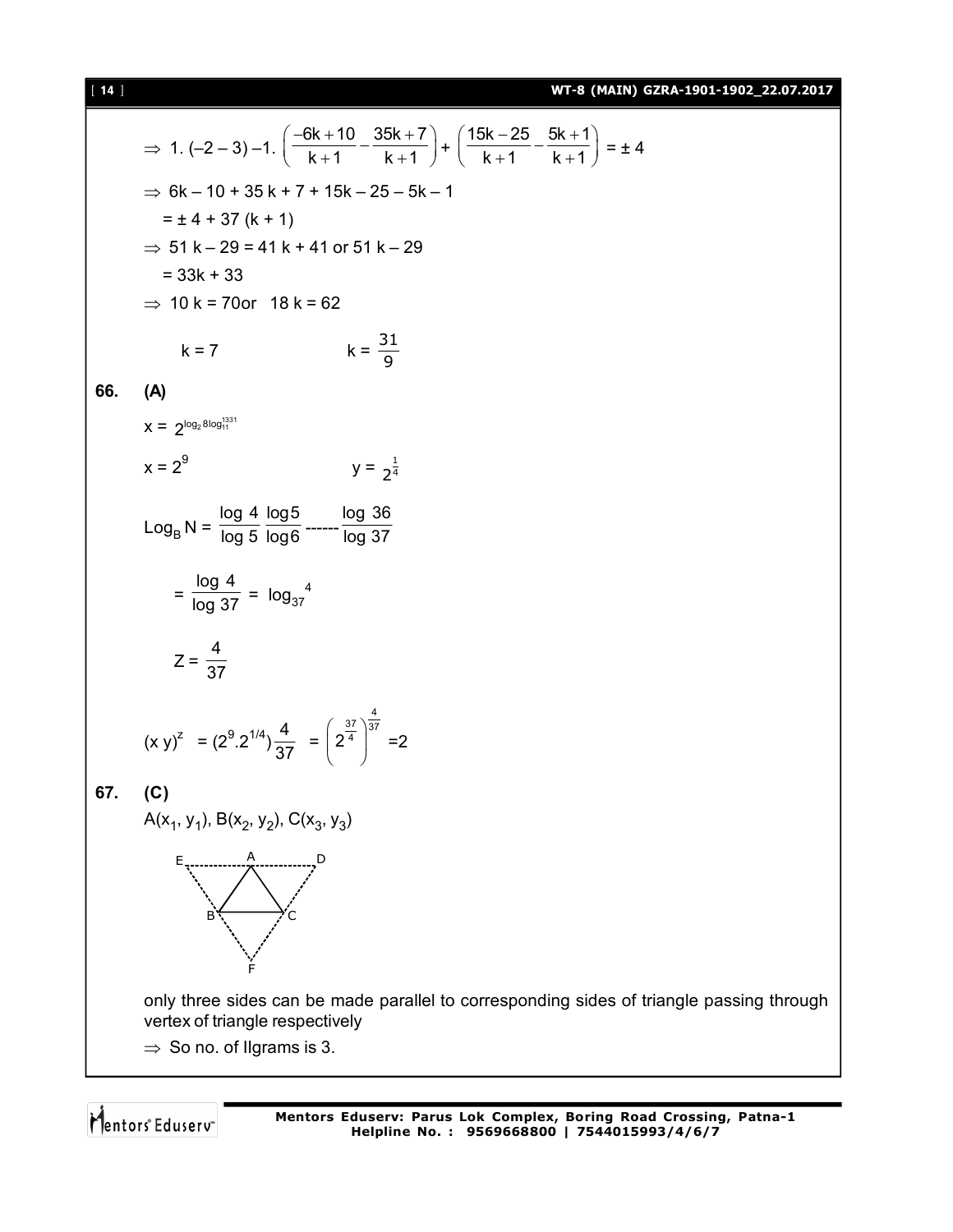$$\Rightarrow 1.(-2-3)-1.\left(\frac{-6k+10}{k+1}-\frac{35k+7}{k+1}\right)+\left(\frac{15k-25}{k+1}-\frac{5k+1}{k+1}\right) = \pm 4$$

$\Rightarrow$ 6k – 10 + 35 k + 7 + 15k – 25 – 5k – 1

= ± 4 + 37 (k + 1)

$\Rightarrow$ 51 k – 29 = 41 k + 41 or 51 k – 29

= 33k + 33

$\Rightarrow$ 10 k = 70or   18 k = 62

k = 7    $k = \frac{31}{9}$

**66. (A)**

$x = 2^{\log_2 8 \log_{11}^{1331}}$

$x = 2^9$    $y = 2^{\frac{1}{4}}$

$$\text{Log}_B N = \frac{\log 4}{\log 5}\frac{\log 5}{\log 6} \text{------} \frac{\log 36}{\log 37}$$

$$= \frac{\log 4}{\log 37} = \log_{37}{}^4$$

$$Z = \frac{4}{37}$$

$$(x\,y)^z = (2^9.2^{1/4})\frac{4}{37} = \left(2^{\frac{37}{4}}\right)^{\frac{4}{37}} = 2$$

**67. (C)**

$A(x_1, y_1), B(x_2, y_2), C(x_3, y_3)$

only three sides can be made parallel to corresponding sides of triangle passing through vertex of triangle respectively

$\Rightarrow$ So no. of llgrams is 3.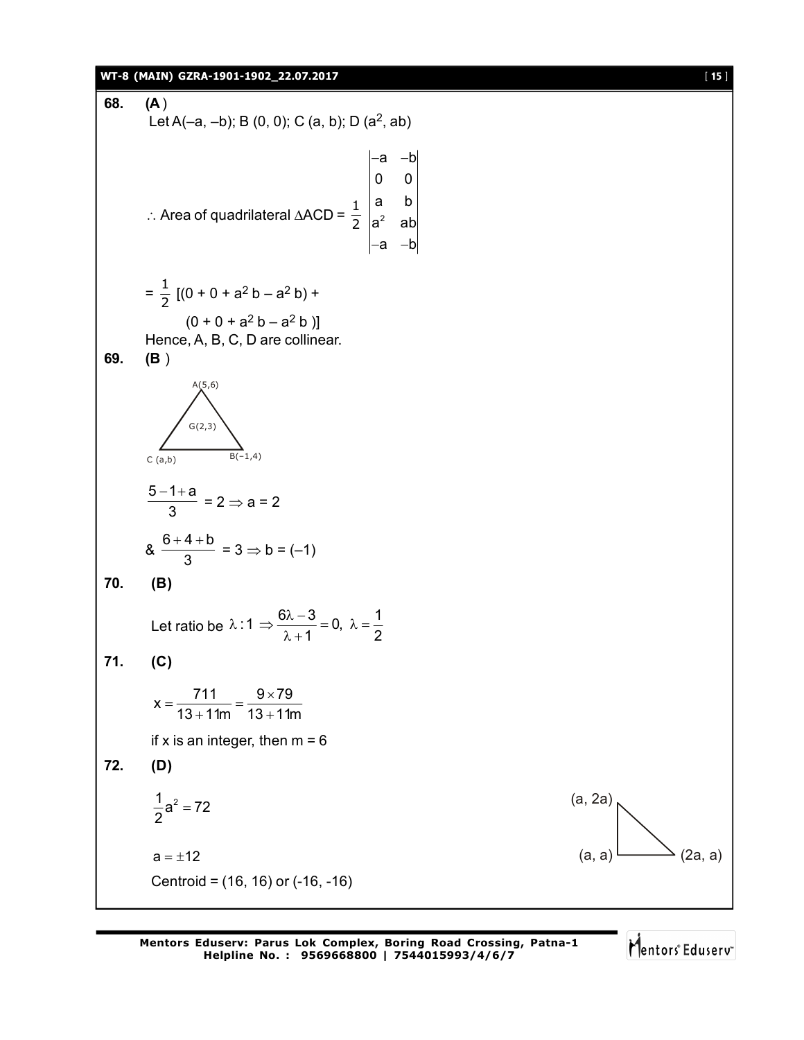**68.** **(A)**

Let A(–a, –b); B (0, 0); C (a, b); D ($a^2$, ab)

$$\therefore \text{Area of quadrilateral } \Delta ACD = \frac{1}{2}\begin{vmatrix} -a & -b \\ 0 & 0 \\ a & b \\ a^2 & ab \\ -a & -b \end{vmatrix}$$

$$= \frac{1}{2}\left[(0 + 0 + a^2 b - a^2 b) + (0 + 0 + a^2 b - a^2 b)\right]$$

Hence, A, B, C, D are collinear.

**69.** **(B)**

A(5,6), G(2,3), C (a,b), B(–1,4)

$$\frac{5-1+a}{3} = 2 \Rightarrow a = 2$$

$$\& \ \frac{6+4+b}{3} = 3 \Rightarrow b = (-1)$$

**70.** **(B)**

Let ratio be $\lambda : 1 \Rightarrow \frac{6\lambda - 3}{\lambda + 1} = 0, \ \lambda = \frac{1}{2}$

**71.** **(C)**

$$x = \frac{711}{13 + 11m} = \frac{9 \times 79}{13 + 11m}$$

if x is an integer, then m = 6

**72.** **(D)**

$$\frac{1}{2}a^2 = 72$$

$$a = \pm 12$$

Centroid = (16, 16) or (-16, -16)

(a, 2a), (a, a), (2a, a)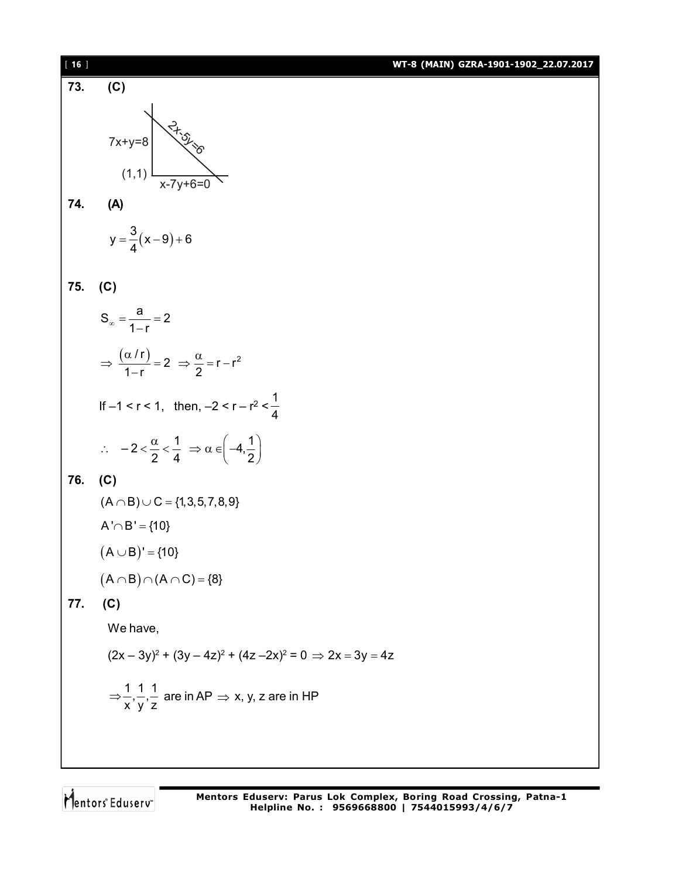**73. (C)**

7x+y=8

2x-5y=6

(1,1)

x-7y+6=0

**74. (A)**

$$y = \frac{3}{4}(x-9) + 6$$

**75. (C)**

$$S_{\infty} = \frac{a}{1-r} = 2$$

$$\Rightarrow \frac{(\alpha / r)}{1-r} = 2 \;\Rightarrow \frac{\alpha}{2} = r - r^2$$

If $-1 < r < 1$, then, $-2 < r - r^2 < \frac{1}{4}$

$$\therefore \; -2 < \frac{\alpha}{2} < \frac{1}{4} \;\Rightarrow \alpha \in \left(-4, \frac{1}{2}\right)$$

**76. (C)**

$(A \cap B) \cup C = \{1,3,5,7,8,9\}$

$A' \cap B' = \{10\}$

$(A \cup B)' = \{10\}$

$(A \cap B) \cap (A \cap C) = \{8\}$

**77. (C)**

We have,

$(2x - 3y)^2 + (3y - 4z)^2 + (4z - 2x)^2 = 0 \Rightarrow 2x = 3y = 4z$

$\Rightarrow \frac{1}{x}, \frac{1}{y}, \frac{1}{z}$ are in AP $\Rightarrow$ x, y, z are in HP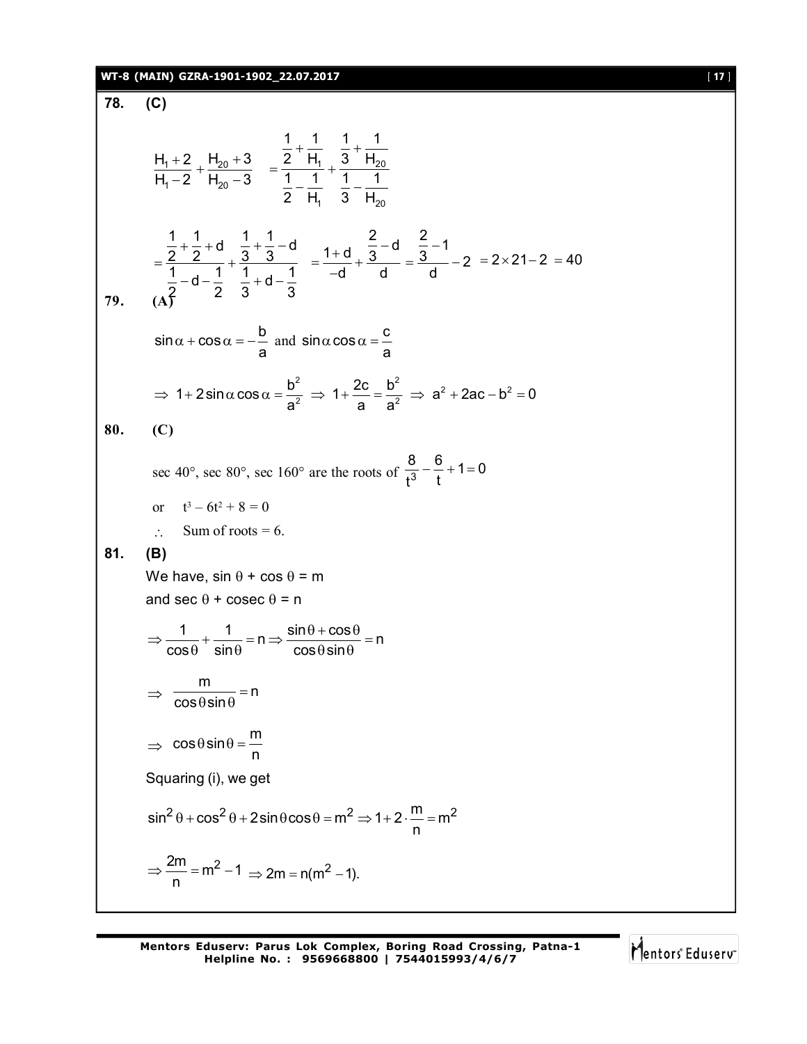**78. (C)**

$$\frac{H_1+2}{H_1-2}+\frac{H_{20}+3}{H_{20}-3} = \frac{\frac{1}{2}+\frac{1}{H_1}}{\frac{1}{2}-\frac{1}{H_1}}+\frac{\frac{1}{3}+\frac{1}{H_{20}}}{\frac{1}{3}-\frac{1}{H_{20}}}$$

$$=\frac{\frac{1}{2}+\frac{1}{2}+d}{\frac{1}{2}-d-\frac{1}{2}}+\frac{\frac{1}{3}+\frac{1}{3}-d}{\frac{1}{3}+d-\frac{1}{3}} = \frac{1+d}{-d}+\frac{\frac{2}{3}-d}{d}=\frac{\frac{2}{3}-1}{d}-2 = 2\times 21-2 = 40$$

**79. (A)**

$\sin\alpha+\cos\alpha=-\frac{b}{a}$ and $\sin\alpha\cos\alpha=\frac{c}{a}$

$$\Rightarrow 1+2\sin\alpha\cos\alpha=\frac{b^2}{a^2} \Rightarrow 1+\frac{2c}{a}=\frac{b^2}{a^2} \Rightarrow a^2+2ac-b^2=0$$

**80. (C)**

sec 40°, sec 80°, sec 160° are the roots of $\frac{8}{t^3}-\frac{6}{t}+1=0$

or $t^3-6t^2+8=0$

$\therefore$ Sum of roots = 6.

**81. (B)**

We have, $\sin\theta+\cos\theta=m$

and $\sec\theta+\operatorname{cosec}\theta=n$

$$\Rightarrow \frac{1}{\cos\theta}+\frac{1}{\sin\theta}=n \Rightarrow \frac{\sin\theta+\cos\theta}{\cos\theta\sin\theta}=n$$

$$\Rightarrow \frac{m}{\cos\theta\sin\theta}=n$$

$$\Rightarrow \cos\theta\sin\theta=\frac{m}{n}$$

Squaring (i), we get

$$\sin^2\theta+\cos^2\theta+2\sin\theta\cos\theta=m^2 \Rightarrow 1+2\cdot\frac{m}{n}=m^2$$

$$\Rightarrow \frac{2m}{n}=m^2-1 \Rightarrow 2m=n(m^2-1).$$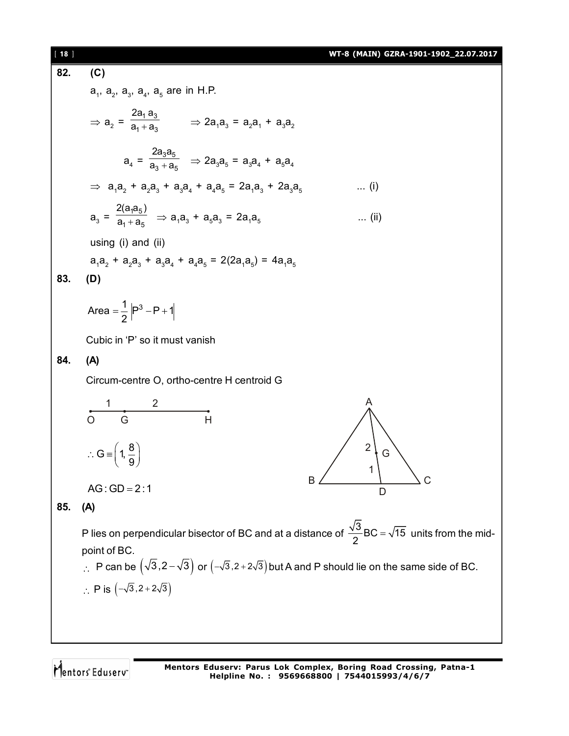**82. (C)**

$a_1, a_2, a_3, a_4, a_5$ are in H.P.

$\Rightarrow a_2 = \dfrac{2a_1 a_3}{a_1 + a_3} \qquad \Rightarrow 2a_1a_3 = a_2a_1 + a_3a_2$

$a_4 = \dfrac{2a_3a_5}{a_3 + a_5} \quad \Rightarrow 2a_3a_5 = a_3a_4 + a_5a_4$

$\Rightarrow \; a_1a_2 + a_2a_3 + a_3a_4 + a_4a_5 = 2a_1a_3 + 2a_3a_5 \qquad \text{... (i)}$

$a_3 = \dfrac{2(a_1a_5)}{a_1 + a_5} \quad \Rightarrow a_1a_3 + a_5a_3 = 2a_1a_5 \qquad \text{... (ii)}$

using (i) and (ii)

$a_1a_2 + a_2a_3 + a_3a_4 + a_4a_5 = 2(2a_1a_5) = 4a_1a_5$

**83. (D)**

$\text{Area} = \dfrac{1}{2}\left|P^3 - P + 1\right|$

Cubic in 'P' so it must vanish

**84. (A)**

Circum-centre O, ortho-centre H centroid G

O —1— G —2— H

$\therefore G \equiv \left(1, \dfrac{8}{9}\right)$

$AG : GD = 2 : 1$

**85. (A)**

P lies on perpendicular bisector of BC and at a distance of $\dfrac{\sqrt{3}}{2}BC = \sqrt{15}$ units from the mid-point of BC.

$\therefore$ P can be $\left(\sqrt{3}, 2 - \sqrt{3}\right)$ or $\left(-\sqrt{3}, 2 + 2\sqrt{3}\right)$ but A and P should lie on the same side of BC.

$\therefore$ P is $\left(-\sqrt{3}, 2 + 2\sqrt{3}\right)$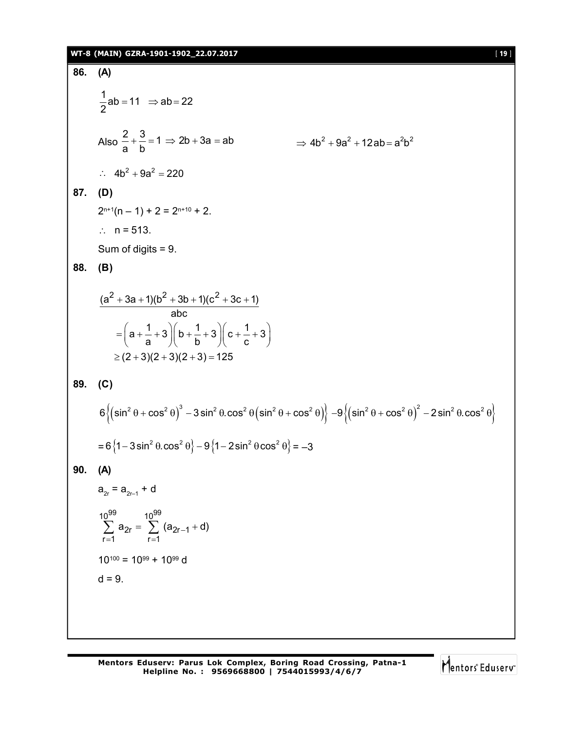**86. (A)**

$$\frac{1}{2}ab = 11 \quad \Rightarrow ab = 22$$

Also $\frac{2}{a} + \frac{3}{b} = 1 \Rightarrow 2b + 3a = ab$ $\quad\quad\quad \Rightarrow 4b^2 + 9a^2 + 12ab = a^2b^2$

$\therefore \; 4b^2 + 9a^2 = 220$

**87. (D)**

$2^{n+1}(n - 1) + 2 = 2^{n+10} + 2.$

$\therefore \; n = 513.$

Sum of digits = 9.

**88. (B)**

$$\frac{(a^2 + 3a + 1)(b^2 + 3b + 1)(c^2 + 3c + 1)}{abc}$$

$$= \left(a + \frac{1}{a} + 3\right)\left(b + \frac{1}{b} + 3\right)\left(c + \frac{1}{c} + 3\right)$$

$$\geq (2 + 3)(2 + 3)(2 + 3) = 125$$

**89. (C)**

$$6\left\{\left(\sin^2\theta + \cos^2\theta\right)^3 - 3\sin^2\theta.\cos^2\theta\left(\sin^2\theta + \cos^2\theta\right)\right\} - 9\left\{\left(\sin^2\theta + \cos^2\theta\right)^2 - 2\sin^2\theta.\cos^2\theta\right\}$$

$$= 6\left\{1 - 3\sin^2\theta.\cos^2\theta\right\} - 9\left\{1 - 2\sin^2\theta\cos^2\theta\right\} = -3$$

**90. (A)**

$a_{2r} = a_{2r-1} + d$

$$\sum_{r=1}^{10^{99}} a_{2r} = \sum_{r=1}^{10^{99}} (a_{2r-1} + d)$$

$10^{100} = 10^{99} + 10^{99}\,d$

$d = 9.$